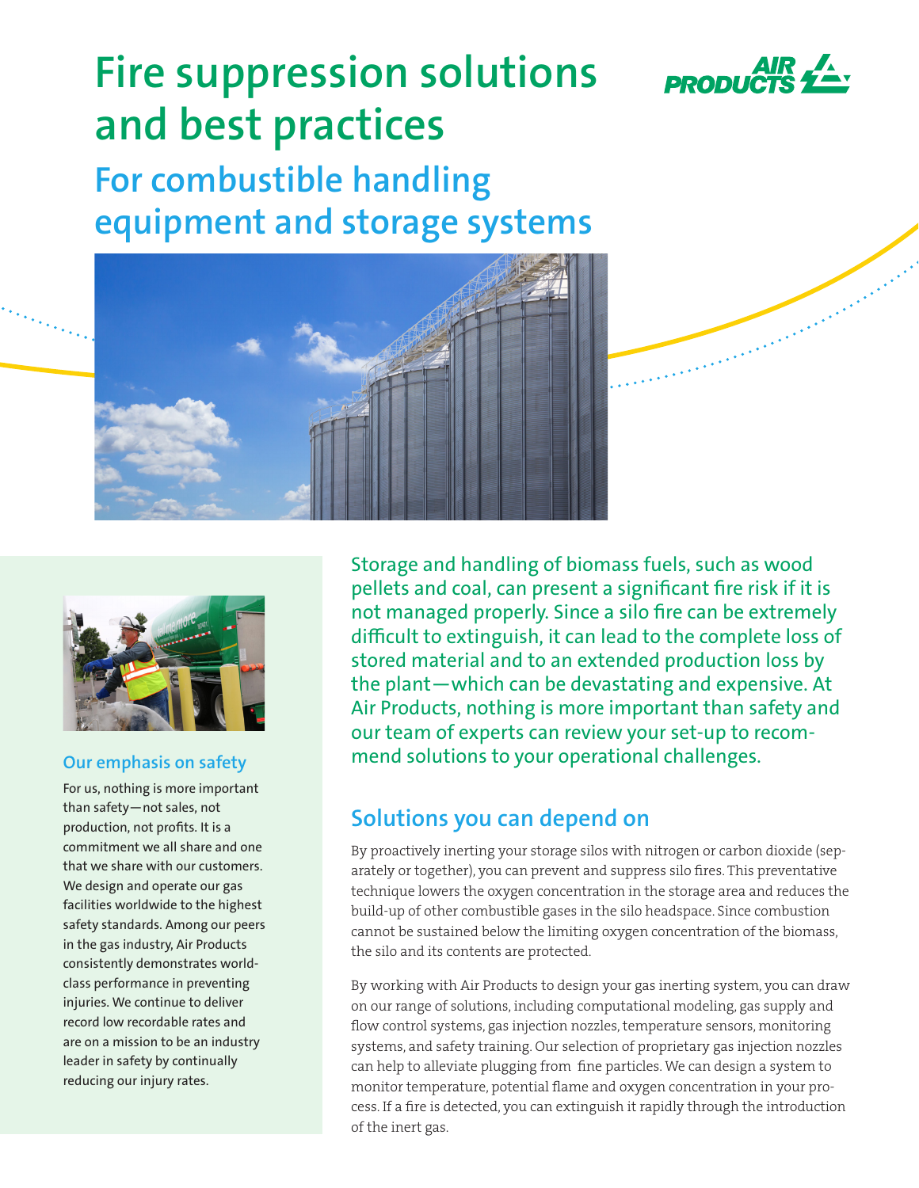# Fire suppression solutions and best practices

## For combustible handling equipment and storage systems

Storage and handling of biomass fuels, such as wood pellets and coal, can present a significant fire risk if it is not managed properly. Since a silo fire can be extremely difficult to extinguish, it can lead to the complete loss of stored material and to an extended production loss by the plant—which can be devastating and expensive. At Air Products, nothing is more important than safety and our team of experts can review your set-up to recommend solutions to your operational challenges.

### Solutions you can depend on

By proactively inerting your storage silos with nitrogen or carbon dioxide (separately or together), you can prevent and suppress silo fires. This preventative technique lowers the oxygen concentration in the storage area and reduces the build-up of other combustible gases in the silo headspace. Since combustion cannot be sustained below the limiting oxygen concentration of the biomass, the silo and its contents are protected.

By working with Air Products to design your gas inerting system, you can draw on our range of solutions, including computational modeling, gas supply and flow control systems, gas injection nozzles, temperature sensors, monitoring systems, and safety training. Our selection of proprietary gas injection nozzles can help to alleviate plugging from fine particles. We can design a system to monitor temperature, potential flame and oxygen concentration in your process. If a fire is detected, you can extinguish it rapidly through the introduction of the inert gas.

### Our emphasis on safety

For us, nothing is more important than safety—not sales, not production, not profits. It is a commitment we all share and one that we share with our customers. We design and operate our gas facilities worldwide to the highest safety standards. Among our peers in the gas industry, Air Products consistently demonstrates world-class performance in preventing injuries. We continue to deliver record low recordable rates and are on a mission to be an industry leader in safety by continually reducing our injury rates.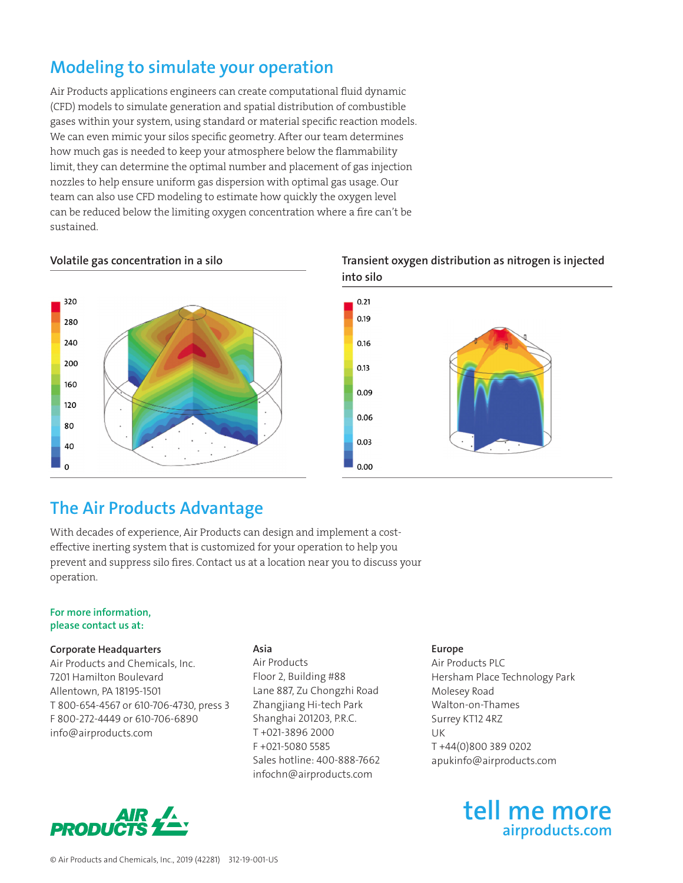## Modeling to simulate your operation

Air Products applications engineers can create computational fluid dynamic (CFD) models to simulate generation and spatial distribution of combustible gases within your system, using standard or material specific reaction models. We can even mimic your silos specific geometry. After our team determines how much gas is needed to keep your atmosphere below the flammability limit, they can determine the optimal number and placement of gas injection nozzles to help ensure uniform gas dispersion with optimal gas usage. Our team can also use CFD modeling to estimate how quickly the oxygen level can be reduced below the limiting oxygen concentration where a fire can't be sustained.

**Volatile gas concentration in a silo**

320
280
240
200
160
120
80
40
0

**Transient oxygen distribution as nitrogen is injected into silo**

0.21
0.19
0.16
0.13
0.09
0.06
0.03
0.00

## The Air Products Advantage

With decades of experience, Air Products can design and implement a cost-effective inerting system that is customized for your operation to help you prevent and suppress silo fires. Contact us at a location near you to discuss your operation.

**For more information, please contact us at:**

**Corporate Headquarters**
Air Products and Chemicals, Inc.
7201 Hamilton Boulevard
Allentown, PA 18195-1501
T 800-654-4567 or 610-706-4730, press 3
F 800-272-4449 or 610-706-6890
info@airproducts.com

**Asia**
Air Products
Floor 2, Building #88
Lane 887, Zu Chongzhi Road
Zhangjiang Hi-tech Park
Shanghai 201203, P.R.C.
T +021-3896 2000
F +021-5080 5585
Sales hotline: 400-888-7662
infochn@airproducts.com

**Europe**
Air Products PLC
Hersham Place Technology Park
Molesey Road
Walton-on-Thames
Surrey KT12 4RZ
UK
T +44(0)800 389 0202
apukinfo@airproducts.com

AIR PRODUCTS

tell me more
airproducts.com

© Air Products and Chemicals, Inc., 2019 (42281) 312-19-001-US